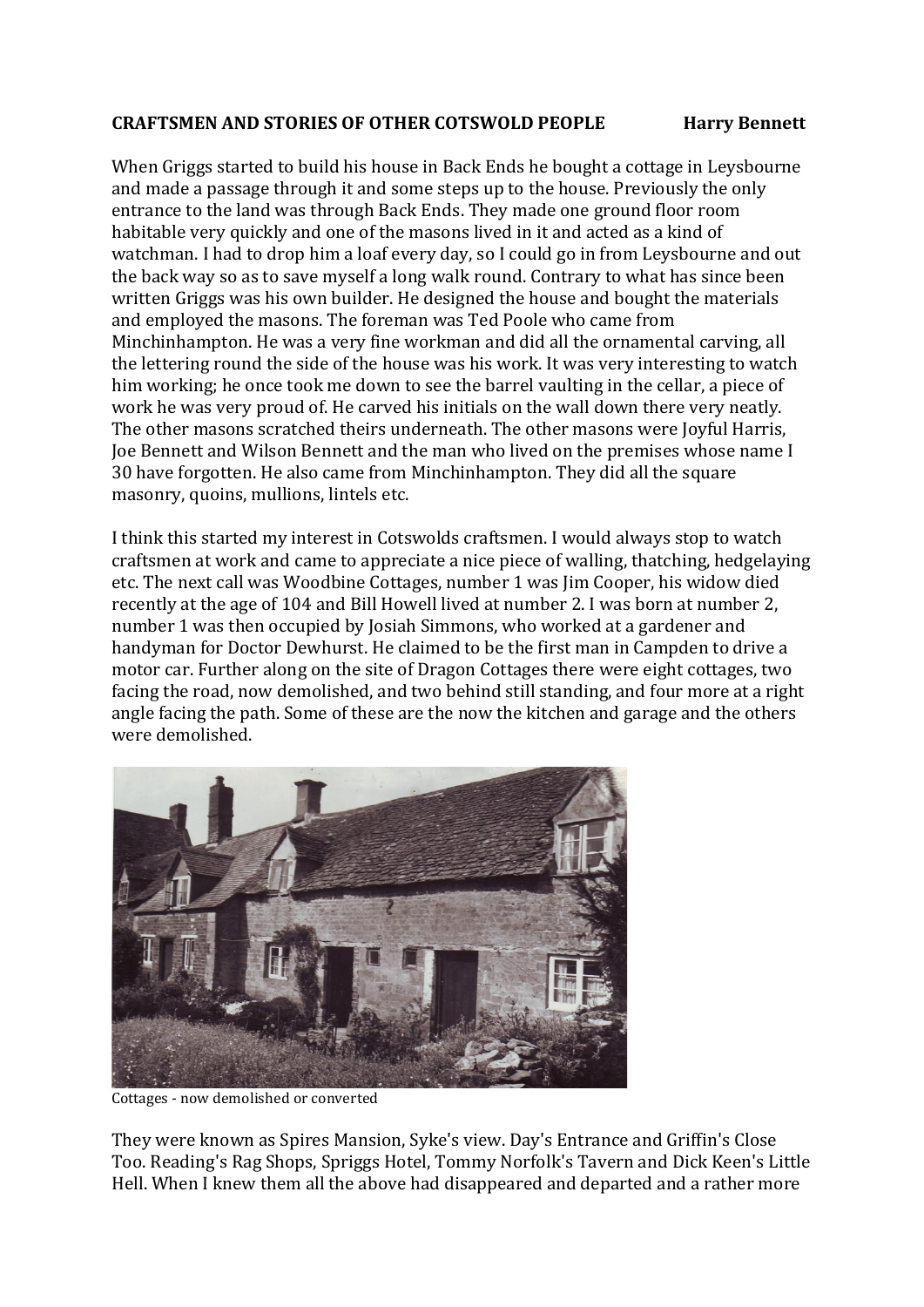**CRAFTSMEN AND STORIES OF OTHER COTSWOLD PEOPLE** **Harry Bennett**

When Griggs started to build his house in Back Ends he bought a cottage in Leysbourne and made a passage through it and some steps up to the house. Previously the only entrance to the land was through Back Ends. They made one ground floor room habitable very quickly and one of the masons lived in it and acted as a kind of watchman. I had to drop him a loaf every day, so I could go in from Leysbourne and out the back way so as to save myself a long walk round. Contrary to what has since been written Griggs was his own builder. He designed the house and bought the materials and employed the masons. The foreman was Ted Poole who came from Minchinhampton. He was a very fine workman and did all the ornamental carving, all the lettering round the side of the house was his work. It was very interesting to watch him working; he once took me down to see the barrel vaulting in the cellar, a piece of work he was very proud of. He carved his initials on the wall down there very neatly. The other masons scratched theirs underneath. The other masons were Joyful Harris, Joe Bennett and Wilson Bennett and the man who lived on the premises whose name I 30 have forgotten. He also came from Minchinhampton. They did all the square masonry, quoins, mullions, lintels etc.

I think this started my interest in Cotswolds craftsmen. I would always stop to watch craftsmen at work and came to appreciate a nice piece of walling, thatching, hedgelaying etc. The next call was Woodbine Cottages, number 1 was Jim Cooper, his widow died recently at the age of 104 and Bill Howell lived at number 2. I was born at number 2, number 1 was then occupied by Josiah Simmons, who worked at a gardener and handyman for Doctor Dewhurst. He claimed to be the first man in Campden to drive a motor car. Further along on the site of Dragon Cottages there were eight cottages, two facing the road, now demolished, and two behind still standing, and four more at a right angle facing the path. Some of these are the now the kitchen and garage and the others were demolished.

Cottages - now demolished or converted

They were known as Spires Mansion, Syke's view. Day's Entrance and Griffin's Close Too. Reading's Rag Shops, Spriggs Hotel, Tommy Norfolk's Tavern and Dick Keen's Little Hell. When I knew them all the above had disappeared and departed and a rather more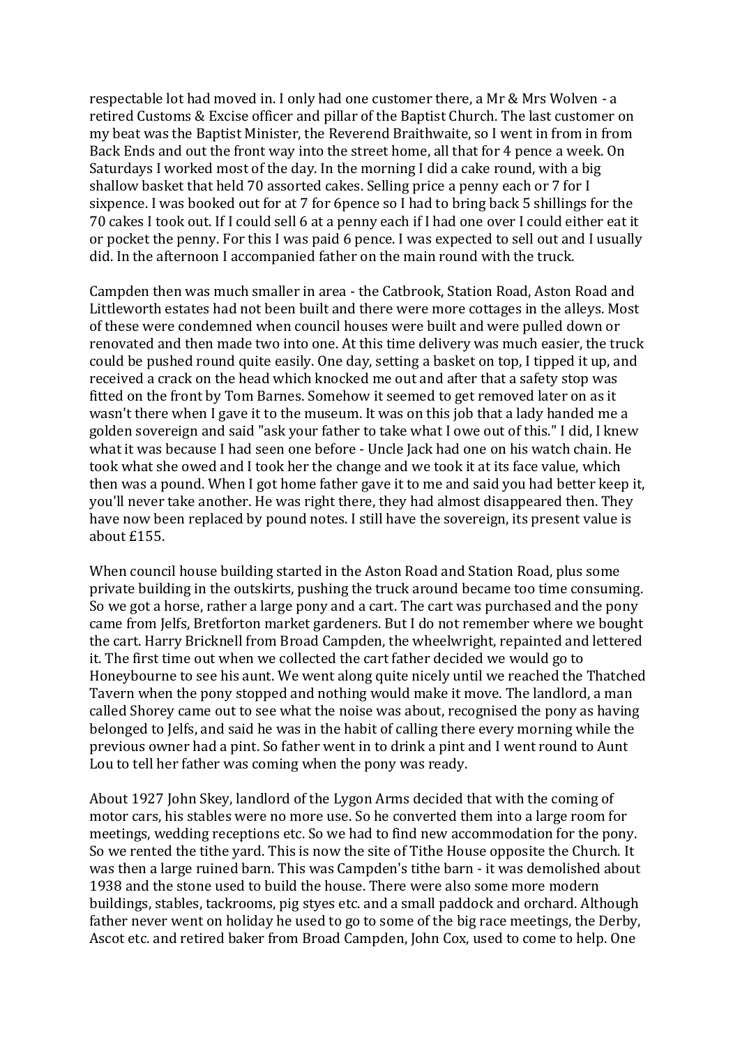respectable lot had moved in. I only had one customer there, a Mr & Mrs Wolven - a retired Customs & Excise officer and pillar of the Baptist Church. The last customer on my beat was the Baptist Minister, the Reverend Braithwaite, so I went in from in from Back Ends and out the front way into the street home, all that for 4 pence a week. On Saturdays I worked most of the day. In the morning I did a cake round, with a big shallow basket that held 70 assorted cakes. Selling price a penny each or 7 for I sixpence. I was booked out for at 7 for 6pence so I had to bring back 5 shillings for the 70 cakes I took out. If I could sell 6 at a penny each if I had one over I could either eat it or pocket the penny. For this I was paid 6 pence. I was expected to sell out and I usually did. In the afternoon I accompanied father on the main round with the truck.

Campden then was much smaller in area - the Catbrook, Station Road, Aston Road and Littleworth estates had not been built and there were more cottages in the alleys. Most of these were condemned when council houses were built and were pulled down or renovated and then made two into one. At this time delivery was much easier, the truck could be pushed round quite easily. One day, setting a basket on top, I tipped it up, and received a crack on the head which knocked me out and after that a safety stop was fitted on the front by Tom Barnes. Somehow it seemed to get removed later on as it wasn't there when I gave it to the museum. It was on this job that a lady handed me a golden sovereign and said "ask your father to take what I owe out of this." I did, I knew what it was because I had seen one before - Uncle Jack had one on his watch chain. He took what she owed and I took her the change and we took it at its face value, which then was a pound. When I got home father gave it to me and said you had better keep it, you'll never take another. He was right there, they had almost disappeared then. They have now been replaced by pound notes. I still have the sovereign, its present value is about £155.

When council house building started in the Aston Road and Station Road, plus some private building in the outskirts, pushing the truck around became too time consuming. So we got a horse, rather a large pony and a cart. The cart was purchased and the pony came from Jelfs, Bretforton market gardeners. But I do not remember where we bought the cart. Harry Bricknell from Broad Campden, the wheelwright, repainted and lettered it. The first time out when we collected the cart father decided we would go to Honeybourne to see his aunt. We went along quite nicely until we reached the Thatched Tavern when the pony stopped and nothing would make it move. The landlord, a man called Shorey came out to see what the noise was about, recognised the pony as having belonged to Jelfs, and said he was in the habit of calling there every morning while the previous owner had a pint. So father went in to drink a pint and I went round to Aunt Lou to tell her father was coming when the pony was ready.

About 1927 John Skey, landlord of the Lygon Arms decided that with the coming of motor cars, his stables were no more use. So he converted them into a large room for meetings, wedding receptions etc. So we had to find new accommodation for the pony. So we rented the tithe yard. This is now the site of Tithe House opposite the Church. It was then a large ruined barn. This was Campden's tithe barn - it was demolished about 1938 and the stone used to build the house. There were also some more modern buildings, stables, tackrooms, pig styes etc. and a small paddock and orchard. Although father never went on holiday he used to go to some of the big race meetings, the Derby, Ascot etc. and retired baker from Broad Campden, John Cox, used to come to help. One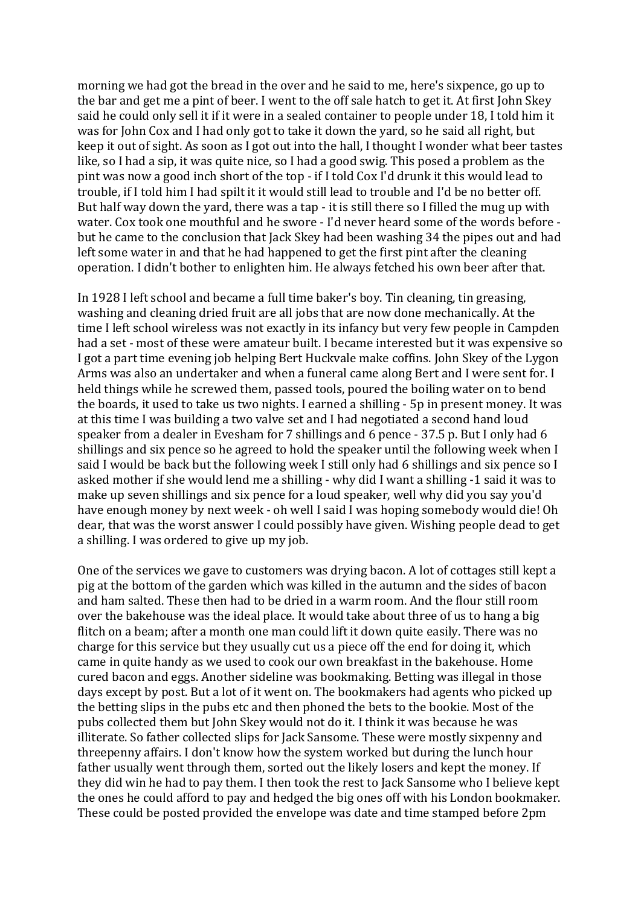morning we had got the bread in the over and he said to me, here's sixpence, go up to the bar and get me a pint of beer. I went to the off sale hatch to get it. At first John Skey said he could only sell it if it were in a sealed container to people under 18, I told him it was for John Cox and I had only got to take it down the yard, so he said all right, but keep it out of sight. As soon as I got out into the hall, I thought I wonder what beer tastes like, so I had a sip, it was quite nice, so I had a good swig. This posed a problem as the pint was now a good inch short of the top - if I told Cox I'd drunk it this would lead to trouble, if I told him I had spilt it it would still lead to trouble and I'd be no better off. But half way down the yard, there was a tap - it is still there so I filled the mug up with water. Cox took one mouthful and he swore - I'd never heard some of the words before - but he came to the conclusion that Jack Skey had been washing 34 the pipes out and had left some water in and that he had happened to get the first pint after the cleaning operation. I didn't bother to enlighten him. He always fetched his own beer after that.

In 1928 I left school and became a full time baker's boy. Tin cleaning, tin greasing, washing and cleaning dried fruit are all jobs that are now done mechanically. At the time I left school wireless was not exactly in its infancy but very few people in Campden had a set - most of these were amateur built. I became interested but it was expensive so I got a part time evening job helping Bert Huckvale make coffins. John Skey of the Lygon Arms was also an undertaker and when a funeral came along Bert and I were sent for. I held things while he screwed them, passed tools, poured the boiling water on to bend the boards, it used to take us two nights. I earned a shilling - 5p in present money. It was at this time I was building a two valve set and I had negotiated a second hand loud speaker from a dealer in Evesham for 7 shillings and 6 pence - 37.5 p. But I only had 6 shillings and six pence so he agreed to hold the speaker until the following week when I said I would be back but the following week I still only had 6 shillings and six pence so I asked mother if she would lend me a shilling - why did I want a shilling -1 said it was to make up seven shillings and six pence for a loud speaker, well why did you say you'd have enough money by next week - oh well I said I was hoping somebody would die! Oh dear, that was the worst answer I could possibly have given. Wishing people dead to get a shilling. I was ordered to give up my job.

One of the services we gave to customers was drying bacon. A lot of cottages still kept a pig at the bottom of the garden which was killed in the autumn and the sides of bacon and ham salted. These then had to be dried in a warm room. And the flour still room over the bakehouse was the ideal place. It would take about three of us to hang a big flitch on a beam; after a month one man could lift it down quite easily. There was no charge for this service but they usually cut us a piece off the end for doing it, which came in quite handy as we used to cook our own breakfast in the bakehouse. Home cured bacon and eggs. Another sideline was bookmaking. Betting was illegal in those days except by post. But a lot of it went on. The bookmakers had agents who picked up the betting slips in the pubs etc and then phoned the bets to the bookie. Most of the pubs collected them but John Skey would not do it. I think it was because he was illiterate. So father collected slips for Jack Sansome. These were mostly sixpenny and threepenny affairs. I don't know how the system worked but during the lunch hour father usually went through them, sorted out the likely losers and kept the money. If they did win he had to pay them. I then took the rest to Jack Sansome who I believe kept the ones he could afford to pay and hedged the big ones off with his London bookmaker. These could be posted provided the envelope was date and time stamped before 2pm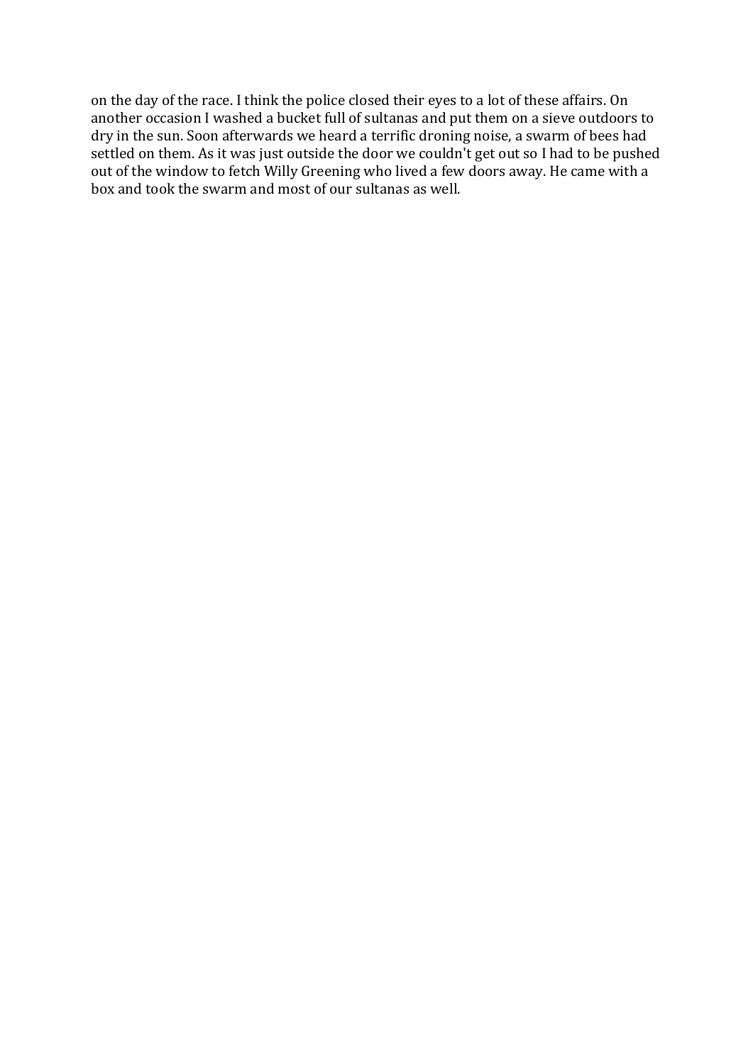on the day of the race. I think the police closed their eyes to a lot of these affairs. On another occasion I washed a bucket full of sultanas and put them on a sieve outdoors to dry in the sun. Soon afterwards we heard a terrific droning noise, a swarm of bees had settled on them. As it was just outside the door we couldn't get out so I had to be pushed out of the window to fetch Willy Greening who lived a few doors away. He came with a box and took the swarm and most of our sultanas as well.